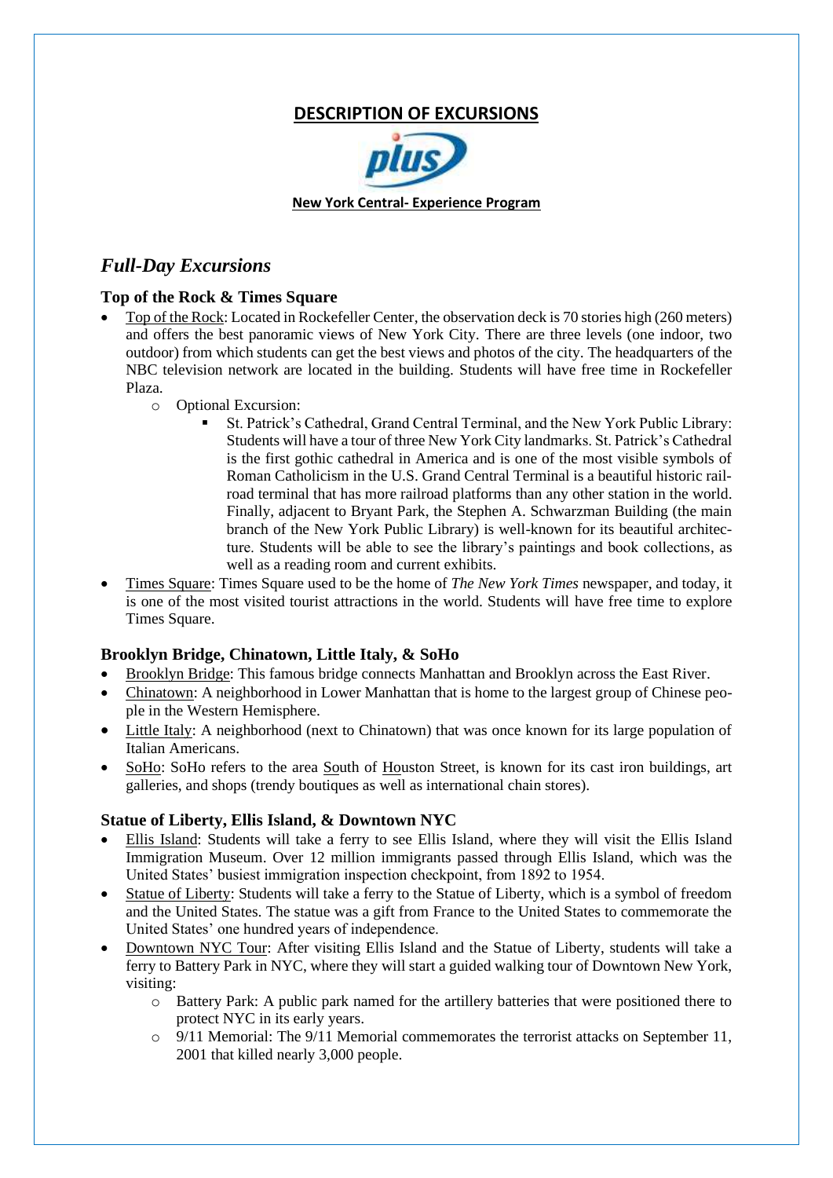# DESCRIPTION OF EXCURSIONS

plus

**New York Central- Experience Program**

## *Full-Day Excursions*

### Top of the Rock & Times Square

- Top of the Rock: Located in Rockefeller Center, the observation deck is 70 stories high (260 meters) and offers the best panoramic views of New York City. There are three levels (one indoor, two outdoor) from which students can get the best views and photos of the city. The headquarters of the NBC television network are located in the building. Students will have free time in Rockefeller Plaza.
  - Optional Excursion:
    - St. Patrick's Cathedral, Grand Central Terminal, and the New York Public Library: Students will have a tour of three New York City landmarks. St. Patrick's Cathedral is the first gothic cathedral in America and is one of the most visible symbols of Roman Catholicism in the U.S. Grand Central Terminal is a beautiful historic railroad terminal that has more railroad platforms than any other station in the world. Finally, adjacent to Bryant Park, the Stephen A. Schwarzman Building (the main branch of the New York Public Library) is well-known for its beautiful architecture. Students will be able to see the library's paintings and book collections, as well as a reading room and current exhibits.
- Times Square: Times Square used to be the home of *The New York Times* newspaper, and today, it is one of the most visited tourist attractions in the world. Students will have free time to explore Times Square.

### Brooklyn Bridge, Chinatown, Little Italy, & SoHo

- Brooklyn Bridge: This famous bridge connects Manhattan and Brooklyn across the East River.
- Chinatown: A neighborhood in Lower Manhattan that is home to the largest group of Chinese people in the Western Hemisphere.
- Little Italy: A neighborhood (next to Chinatown) that was once known for its large population of Italian Americans.
- SoHo: SoHo refers to the area South of Houston Street, is known for its cast iron buildings, art galleries, and shops (trendy boutiques as well as international chain stores).

### Statue of Liberty, Ellis Island, & Downtown NYC

- Ellis Island: Students will take a ferry to see Ellis Island, where they will visit the Ellis Island Immigration Museum. Over 12 million immigrants passed through Ellis Island, which was the United States' busiest immigration inspection checkpoint, from 1892 to 1954.
- Statue of Liberty: Students will take a ferry to the Statue of Liberty, which is a symbol of freedom and the United States. The statue was a gift from France to the United States to commemorate the United States' one hundred years of independence.
- Downtown NYC Tour: After visiting Ellis Island and the Statue of Liberty, students will take a ferry to Battery Park in NYC, where they will start a guided walking tour of Downtown New York, visiting:
  - Battery Park: A public park named for the artillery batteries that were positioned there to protect NYC in its early years.
  - 9/11 Memorial: The 9/11 Memorial commemorates the terrorist attacks on September 11, 2001 that killed nearly 3,000 people.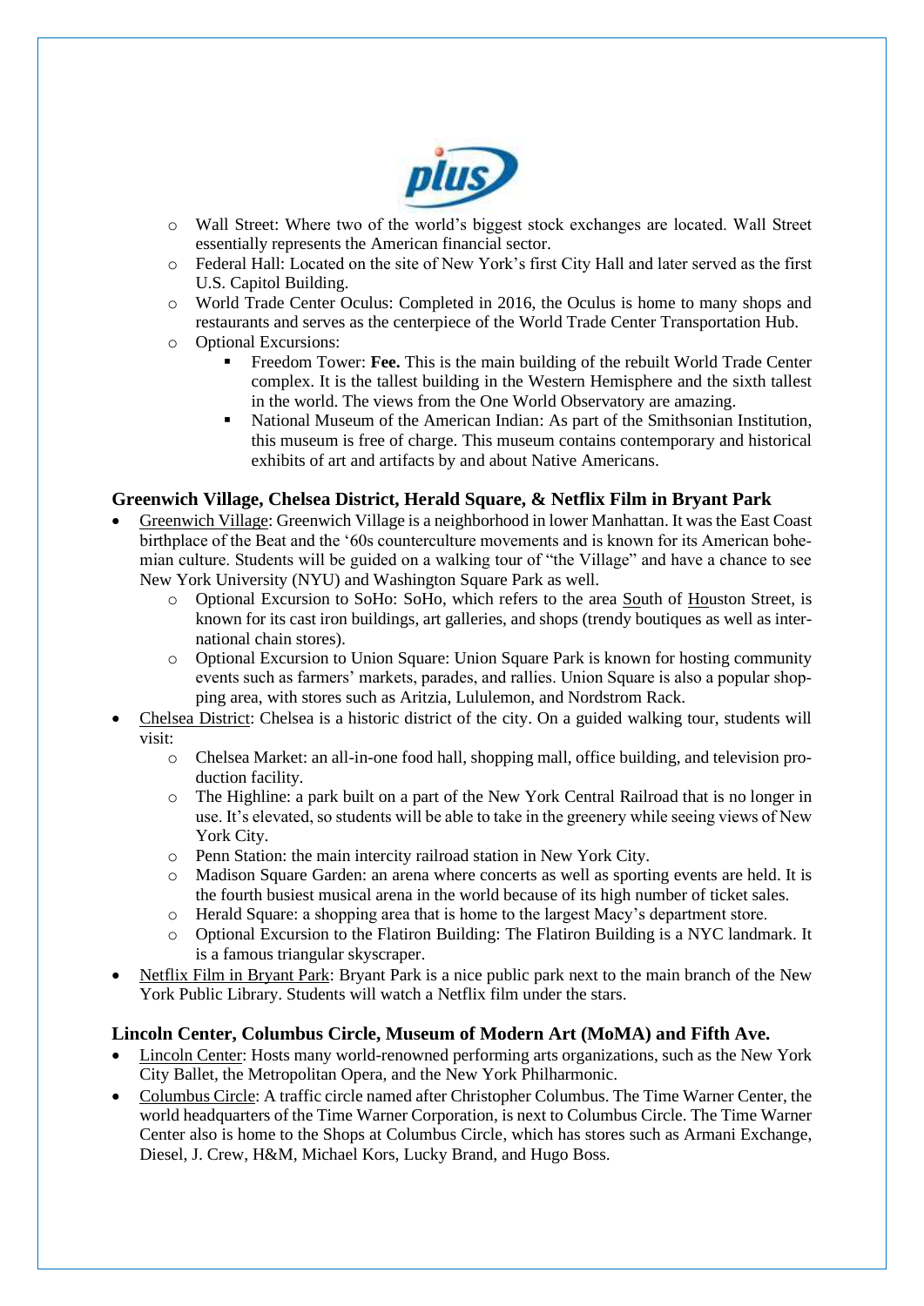- Wall Street: Where two of the world's biggest stock exchanges are located. Wall Street essentially represents the American financial sector.
- Federal Hall: Located on the site of New York's first City Hall and later served as the first U.S. Capitol Building.
- World Trade Center Oculus: Completed in 2016, the Oculus is home to many shops and restaurants and serves as the centerpiece of the World Trade Center Transportation Hub.
- Optional Excursions:
    - Freedom Tower: **Fee.** This is the main building of the rebuilt World Trade Center complex. It is the tallest building in the Western Hemisphere and the sixth tallest in the world. The views from the One World Observatory are amazing.
    - National Museum of the American Indian: As part of the Smithsonian Institution, this museum is free of charge. This museum contains contemporary and historical exhibits of art and artifacts by and about Native Americans.

### Greenwich Village, Chelsea District, Herald Square, & Netflix Film in Bryant Park

- Greenwich Village: Greenwich Village is a neighborhood in lower Manhattan. It was the East Coast birthplace of the Beat and the '60s counterculture movements and is known for its American bohemian culture. Students will be guided on a walking tour of "the Village" and have a chance to see New York University (NYU) and Washington Square Park as well.
    - Optional Excursion to SoHo: SoHo, which refers to the area South of Houston Street, is known for its cast iron buildings, art galleries, and shops (trendy boutiques as well as international chain stores).
    - Optional Excursion to Union Square: Union Square Park is known for hosting community events such as farmers' markets, parades, and rallies. Union Square is also a popular shopping area, with stores such as Aritzia, Lululemon, and Nordstrom Rack.
- Chelsea District: Chelsea is a historic district of the city. On a guided walking tour, students will visit:
    - Chelsea Market: an all-in-one food hall, shopping mall, office building, and television production facility.
    - The Highline: a park built on a part of the New York Central Railroad that is no longer in use. It's elevated, so students will be able to take in the greenery while seeing views of New York City.
    - Penn Station: the main intercity railroad station in New York City.
    - Madison Square Garden: an arena where concerts as well as sporting events are held. It is the fourth busiest musical arena in the world because of its high number of ticket sales.
    - Herald Square: a shopping area that is home to the largest Macy's department store.
    - Optional Excursion to the Flatiron Building: The Flatiron Building is a NYC landmark. It is a famous triangular skyscraper.
- Netflix Film in Bryant Park: Bryant Park is a nice public park next to the main branch of the New York Public Library. Students will watch a Netflix film under the stars.

### Lincoln Center, Columbus Circle, Museum of Modern Art (MoMA) and Fifth Ave.

- Lincoln Center: Hosts many world-renowned performing arts organizations, such as the New York City Ballet, the Metropolitan Opera, and the New York Philharmonic.
- Columbus Circle: A traffic circle named after Christopher Columbus. The Time Warner Center, the world headquarters of the Time Warner Corporation, is next to Columbus Circle. The Time Warner Center also is home to the Shops at Columbus Circle, which has stores such as Armani Exchange, Diesel, J. Crew, H&M, Michael Kors, Lucky Brand, and Hugo Boss.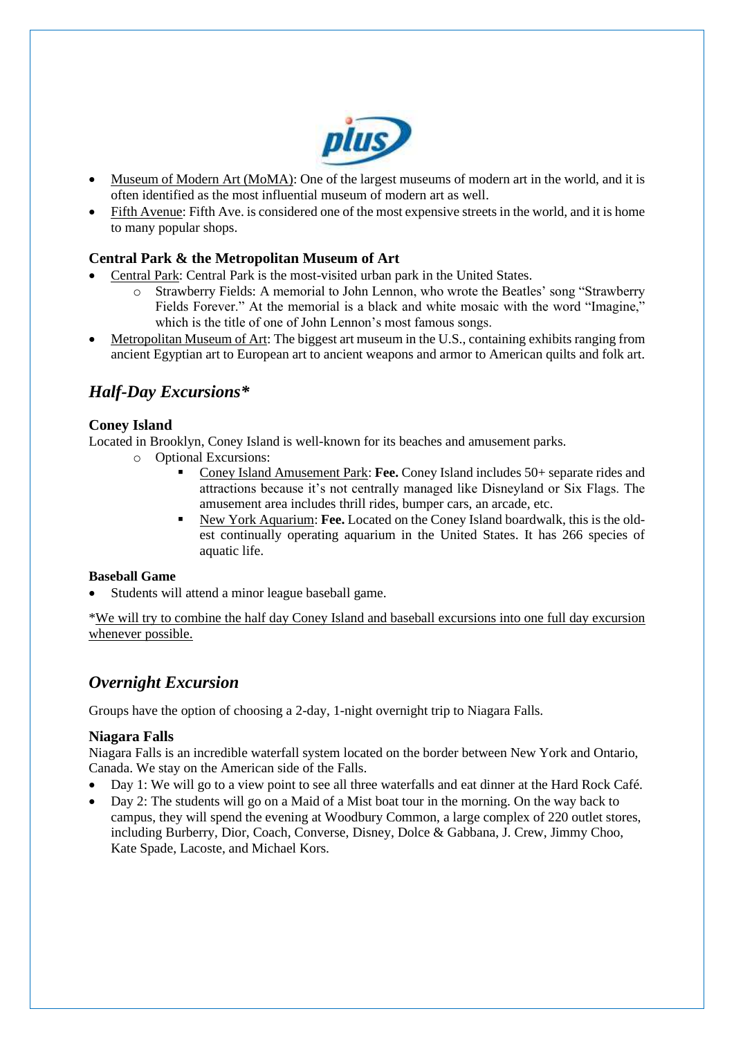- Museum of Modern Art (MoMA): One of the largest museums of modern art in the world, and it is often identified as the most influential museum of modern art as well.
- Fifth Avenue: Fifth Ave. is considered one of the most expensive streets in the world, and it is home to many popular shops.

### Central Park & the Metropolitan Museum of Art

- Central Park: Central Park is the most-visited urban park in the United States.
    - Strawberry Fields: A memorial to John Lennon, who wrote the Beatles' song "Strawberry Fields Forever." At the memorial is a black and white mosaic with the word "Imagine," which is the title of one of John Lennon's most famous songs.
- Metropolitan Museum of Art: The biggest art museum in the U.S., containing exhibits ranging from ancient Egyptian art to European art to ancient weapons and armor to American quilts and folk art.

## *Half-Day Excursions**

### Coney Island

Located in Brooklyn, Coney Island is well-known for its beaches and amusement parks.

- Optional Excursions:
    - Coney Island Amusement Park: **Fee.** Coney Island includes 50+ separate rides and attractions because it's not centrally managed like Disneyland or Six Flags. The amusement area includes thrill rides, bumper cars, an arcade, etc.
    - New York Aquarium: **Fee.** Located on the Coney Island boardwalk, this is the oldest continually operating aquarium in the United States. It has 266 species of aquatic life.

#### Baseball Game

- Students will attend a minor league baseball game.

*We will try to combine the half day Coney Island and baseball excursions into one full day excursion whenever possible.

## *Overnight Excursion*

Groups have the option of choosing a 2-day, 1-night overnight trip to Niagara Falls.

### Niagara Falls

Niagara Falls is an incredible waterfall system located on the border between New York and Ontario, Canada. We stay on the American side of the Falls.

- Day 1: We will go to a view point to see all three waterfalls and eat dinner at the Hard Rock Café.
- Day 2: The students will go on a Maid of a Mist boat tour in the morning. On the way back to campus, they will spend the evening at Woodbury Common, a large complex of 220 outlet stores, including Burberry, Dior, Coach, Converse, Disney, Dolce & Gabbana, J. Crew, Jimmy Choo, Kate Spade, Lacoste, and Michael Kors.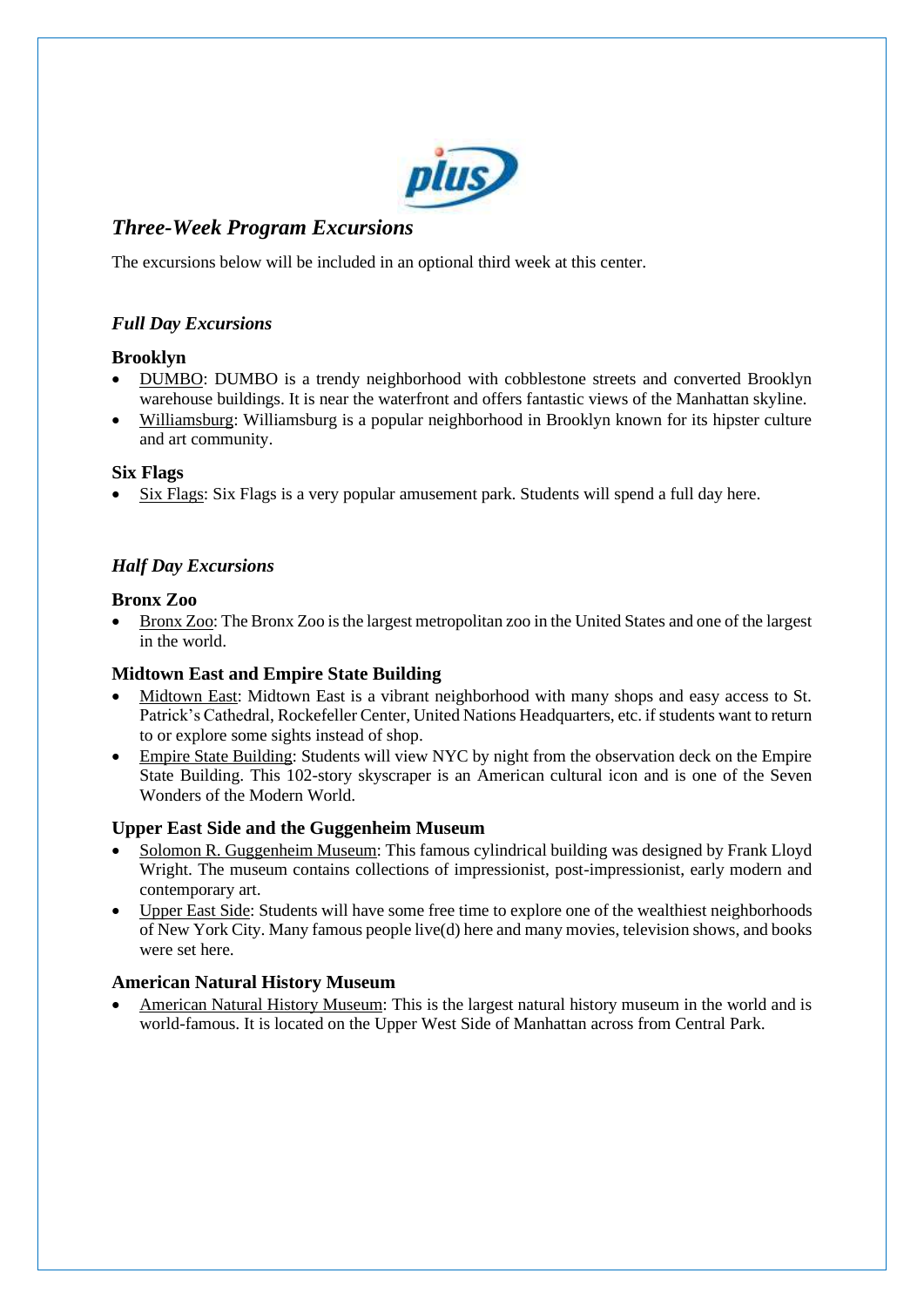## *Three-Week Program Excursions*

The excursions below will be included in an optional third week at this center.

### *Full Day Excursions*

#### Brooklyn

- DUMBO: DUMBO is a trendy neighborhood with cobblestone streets and converted Brooklyn warehouse buildings. It is near the waterfront and offers fantastic views of the Manhattan skyline.
- Williamsburg: Williamsburg is a popular neighborhood in Brooklyn known for its hipster culture and art community.

#### Six Flags

- Six Flags: Six Flags is a very popular amusement park. Students will spend a full day here.

### *Half Day Excursions*

#### Bronx Zoo

- Bronx Zoo: The Bronx Zoo is the largest metropolitan zoo in the United States and one of the largest in the world.

#### Midtown East and Empire State Building

- Midtown East: Midtown East is a vibrant neighborhood with many shops and easy access to St. Patrick's Cathedral, Rockefeller Center, United Nations Headquarters, etc. if students want to return to or explore some sights instead of shop.
- Empire State Building: Students will view NYC by night from the observation deck on the Empire State Building. This 102-story skyscraper is an American cultural icon and is one of the Seven Wonders of the Modern World.

#### Upper East Side and the Guggenheim Museum

- Solomon R. Guggenheim Museum: This famous cylindrical building was designed by Frank Lloyd Wright. The museum contains collections of impressionist, post-impressionist, early modern and contemporary art.
- Upper East Side: Students will have some free time to explore one of the wealthiest neighborhoods of New York City. Many famous people live(d) here and many movies, television shows, and books were set here.

#### American Natural History Museum

- American Natural History Museum: This is the largest natural history museum in the world and is world-famous. It is located on the Upper West Side of Manhattan across from Central Park.